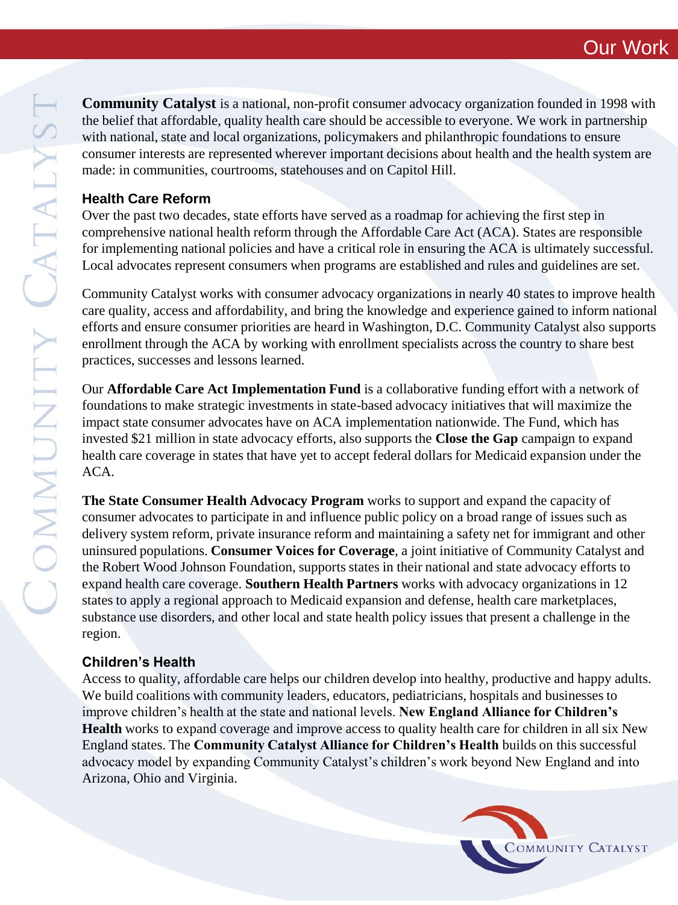# Our Work

**Community Catalyst** is a national, non-profit consumer advocacy organization founded in 1998 with the belief that affordable, quality health care should be accessible to everyone. We work in partnership with national, state and local organizations, policymakers and philanthropic foundations to ensure consumer interests are represented wherever important decisions about health and the health system are made: in communities, courtrooms, statehouses and on Capitol Hill.

## Health Care Reform

Over the past two decades, state efforts have served as a roadmap for achieving the first step in comprehensive national health reform through the Affordable Care Act (ACA). States are responsible for implementing national policies and have a critical role in ensuring the ACA is ultimately successful. Local advocates represent consumers when programs are established and rules and guidelines are set.

Community Catalyst works with consumer advocacy organizations in nearly 40 states to improve health care quality, access and affordability, and bring the knowledge and experience gained to inform national efforts and ensure consumer priorities are heard in Washington, D.C. Community Catalyst also supports enrollment through the ACA by working with enrollment specialists across the country to share best practices, successes and lessons learned.

Our **Affordable Care Act Implementation Fund** is a collaborative funding effort with a network of foundations to make strategic investments in state-based advocacy initiatives that will maximize the impact state consumer advocates have on ACA implementation nationwide. The Fund, which has invested $21 million in state advocacy efforts, also supports the **Close the Gap** campaign to expand health care coverage in states that have yet to accept federal dollars for Medicaid expansion under the ACA.

**The State Consumer Health Advocacy Program** works to support and expand the capacity of consumer advocates to participate in and influence public policy on a broad range of issues such as delivery system reform, private insurance reform and maintaining a safety net for immigrant and other uninsured populations. **Consumer Voices for Coverage**, a joint initiative of Community Catalyst and the Robert Wood Johnson Foundation, supports states in their national and state advocacy efforts to expand health care coverage. **Southern Health Partners** works with advocacy organizations in 12 states to apply a regional approach to Medicaid expansion and defense, health care marketplaces, substance use disorders, and other local and state health policy issues that present a challenge in the region.

## Children's Health

Access to quality, affordable care helps our children develop into healthy, productive and happy adults. We build coalitions with community leaders, educators, pediatricians, hospitals and businesses to improve children's health at the state and national levels. **New England Alliance for Children's Health** works to expand coverage and improve access to quality health care for children in all six New England states. The **Community Catalyst Alliance for Children's Health** builds on this successful advocacy model by expanding Community Catalyst's children's work beyond New England and into Arizona, Ohio and Virginia.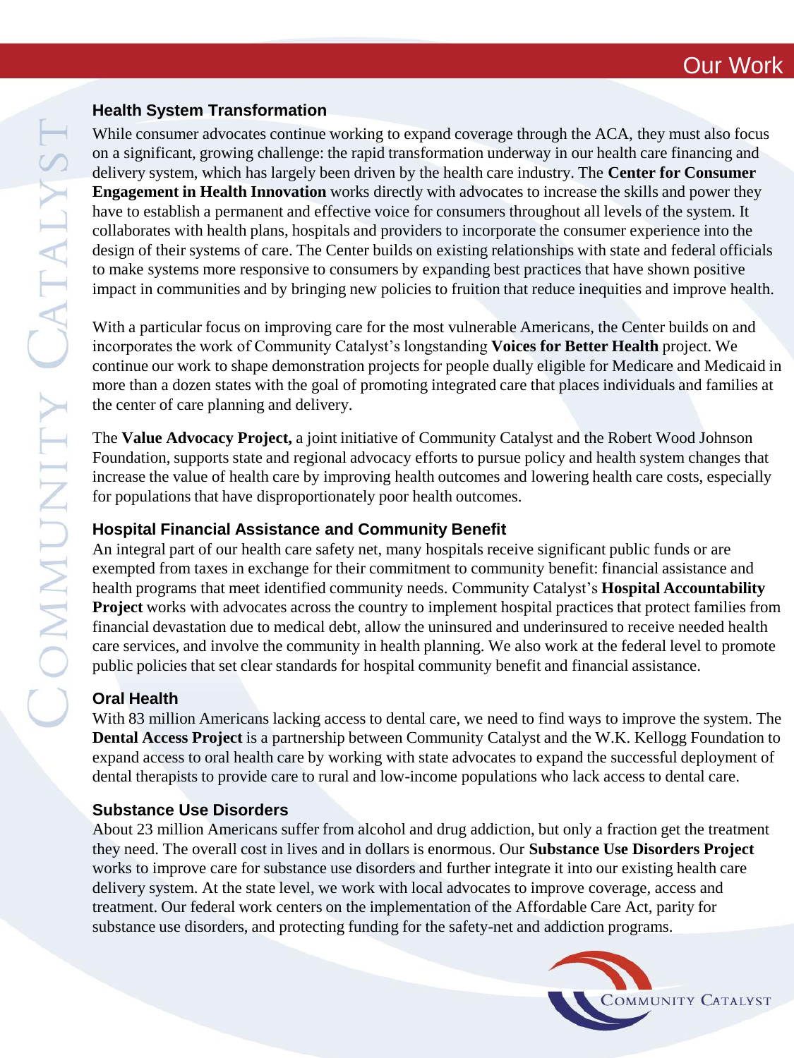# Our Work

## Health System Transformation

While consumer advocates continue working to expand coverage through the ACA, they must also focus on a significant, growing challenge: the rapid transformation underway in our health care financing and delivery system, which has largely been driven by the health care industry. The **Center for Consumer Engagement in Health Innovation** works directly with advocates to increase the skills and power they have to establish a permanent and effective voice for consumers throughout all levels of the system. It collaborates with health plans, hospitals and providers to incorporate the consumer experience into the design of their systems of care. The Center builds on existing relationships with state and federal officials to make systems more responsive to consumers by expanding best practices that have shown positive impact in communities and by bringing new policies to fruition that reduce inequities and improve health.

With a particular focus on improving care for the most vulnerable Americans, the Center builds on and incorporates the work of Community Catalyst's longstanding **Voices for Better Health** project. We continue our work to shape demonstration projects for people dually eligible for Medicare and Medicaid in more than a dozen states with the goal of promoting integrated care that places individuals and families at the center of care planning and delivery.

The **Value Advocacy Project,** a joint initiative of Community Catalyst and the Robert Wood Johnson Foundation, supports state and regional advocacy efforts to pursue policy and health system changes that increase the value of health care by improving health outcomes and lowering health care costs, especially for populations that have disproportionately poor health outcomes.

## Hospital Financial Assistance and Community Benefit

An integral part of our health care safety net, many hospitals receive significant public funds or are exempted from taxes in exchange for their commitment to community benefit: financial assistance and health programs that meet identified community needs. Community Catalyst's **Hospital Accountability Project** works with advocates across the country to implement hospital practices that protect families from financial devastation due to medical debt, allow the uninsured and underinsured to receive needed health care services, and involve the community in health planning. We also work at the federal level to promote public policies that set clear standards for hospital community benefit and financial assistance.

## Oral Health

With 83 million Americans lacking access to dental care, we need to find ways to improve the system. The **Dental Access Project** is a partnership between Community Catalyst and the W.K. Kellogg Foundation to expand access to oral health care by working with state advocates to expand the successful deployment of dental therapists to provide care to rural and low-income populations who lack access to dental care.

## Substance Use Disorders

About 23 million Americans suffer from alcohol and drug addiction, but only a fraction get the treatment they need. The overall cost in lives and in dollars is enormous. Our **Substance Use Disorders Project** works to improve care for substance use disorders and further integrate it into our existing health care delivery system. At the state level, we work with local advocates to improve coverage, access and treatment. Our federal work centers on the implementation of the Affordable Care Act, parity for substance use disorders, and protecting funding for the safety-net and addiction programs.

Community Catalyst